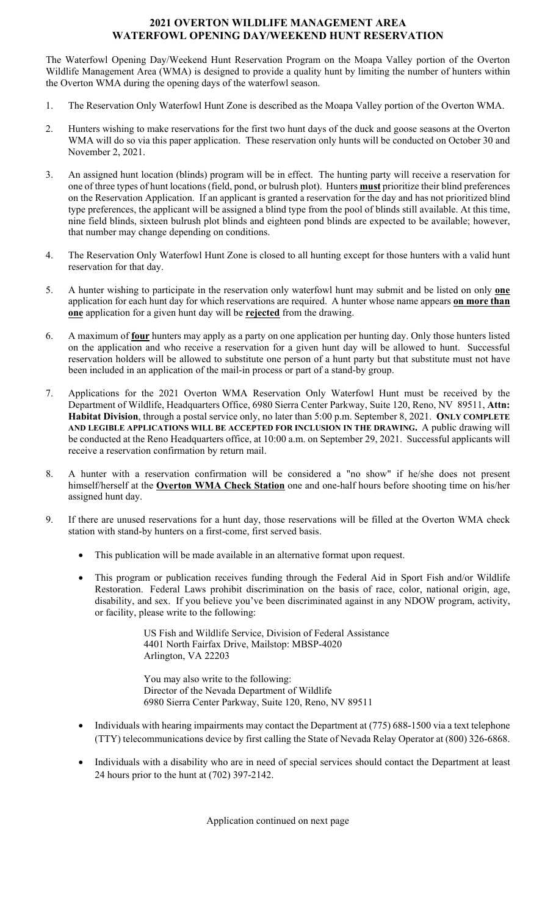# 2021 OVERTON WILDLIFE MANAGEMENT AREA
# WATERFOWL OPENING DAY/WEEKEND HUNT RESERVATION

The Waterfowl Opening Day/Weekend Hunt Reservation Program on the Moapa Valley portion of the Overton Wildlife Management Area (WMA) is designed to provide a quality hunt by limiting the number of hunters within the Overton WMA during the opening days of the waterfowl season.

1. The Reservation Only Waterfowl Hunt Zone is described as the Moapa Valley portion of the Overton WMA.

2. Hunters wishing to make reservations for the first two hunt days of the duck and goose seasons at the Overton WMA will do so via this paper application. These reservation only hunts will be conducted on October 30 and November 2, 2021.

3. An assigned hunt location (blinds) program will be in effect. The hunting party will receive a reservation for one of three types of hunt locations (field, pond, or bulrush plot). Hunters **must** prioritize their blind preferences on the Reservation Application. If an applicant is granted a reservation for the day and has not prioritized blind type preferences, the applicant will be assigned a blind type from the pool of blinds still available. At this time, nine field blinds, sixteen bulrush plot blinds and eighteen pond blinds are expected to be available; however, that number may change depending on conditions.

4. The Reservation Only Waterfowl Hunt Zone is closed to all hunting except for those hunters with a valid hunt reservation for that day.

5. A hunter wishing to participate in the reservation only waterfowl hunt may submit and be listed on only **one** application for each hunt day for which reservations are required. A hunter whose name appears **on more than one** application for a given hunt day will be **rejected** from the drawing.

6. A maximum of **four** hunters may apply as a party on one application per hunting day. Only those hunters listed on the application and who receive a reservation for a given hunt day will be allowed to hunt. Successful reservation holders will be allowed to substitute one person of a hunt party but that substitute must not have been included in an application of the mail-in process or part of a stand-by group.

7. Applications for the 2021 Overton WMA Reservation Only Waterfowl Hunt must be received by the Department of Wildlife, Headquarters Office, 6980 Sierra Center Parkway, Suite 120, Reno, NV 89511, **Attn: Habitat Division**, through a postal service only, no later than 5:00 p.m. September 8, 2021. **ONLY COMPLETE AND LEGIBLE APPLICATIONS WILL BE ACCEPTED FOR INCLUSION IN THE DRAWING.** A public drawing will be conducted at the Reno Headquarters office, at 10:00 a.m. on September 29, 2021. Successful applicants will receive a reservation confirmation by return mail.

8. A hunter with a reservation confirmation will be considered a "no show" if he/she does not present himself/herself at the **Overton WMA Check Station** one and one-half hours before shooting time on his/her assigned hunt day.

9. If there are unused reservations for a hunt day, those reservations will be filled at the Overton WMA check station with stand-by hunters on a first-come, first served basis.

- This publication will be made available in an alternative format upon request.

- This program or publication receives funding through the Federal Aid in Sport Fish and/or Wildlife Restoration. Federal Laws prohibit discrimination on the basis of race, color, national origin, age, disability, and sex. If you believe you've been discriminated against in any NDOW program, activity, or facility, please write to the following:

  US Fish and Wildlife Service, Division of Federal Assistance
  4401 North Fairfax Drive, Mailstop: MBSP-4020
  Arlington, VA 22203

  You may also write to the following:
  Director of the Nevada Department of Wildlife
  6980 Sierra Center Parkway, Suite 120, Reno, NV 89511

- Individuals with hearing impairments may contact the Department at (775) 688-1500 via a text telephone (TTY) telecommunications device by first calling the State of Nevada Relay Operator at (800) 326-6868.

- Individuals with a disability who are in need of special services should contact the Department at least 24 hours prior to the hunt at (702) 397-2142.

Application continued on next page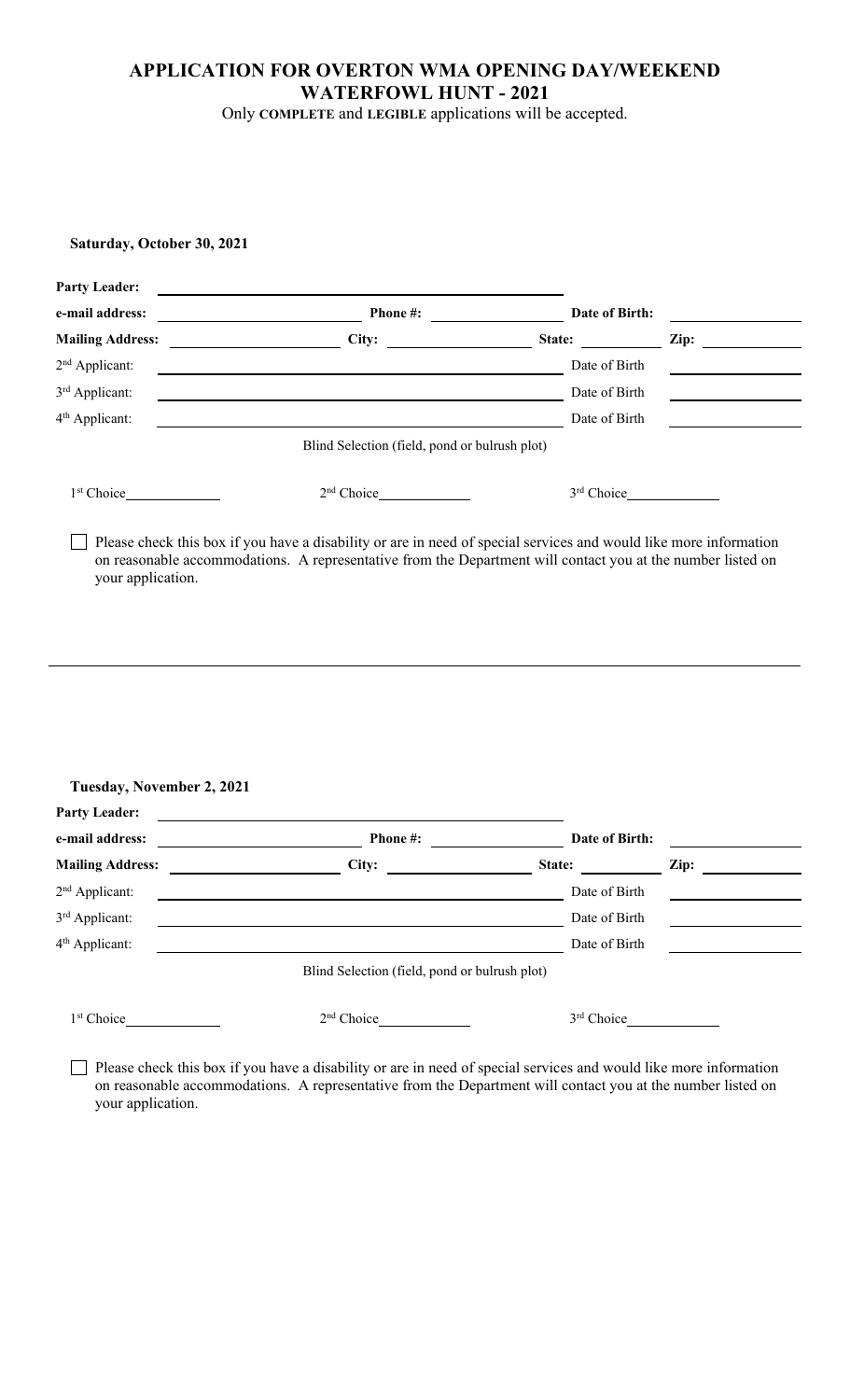# APPLICATION FOR OVERTON WMA OPENING DAY/WEEKEND WATERFOWL HUNT - 2021

Only **COMPLETE** and **LEGIBLE** applications will be accepted.

**Saturday, October 30, 2021**

**Party Leader:** ______________________________

**e-mail address:** ______________ **Phone #:** ______________ **Date of Birth:** ______________

**Mailing Address:** ______________ **City:** ______________ **State:** ________ **Zip:** ________

2nd Applicant: ______________________________ Date of Birth ______________

3rd Applicant: ______________________________ Date of Birth ______________

4th Applicant: ______________________________ Date of Birth ______________

Blind Selection (field, pond or bulrush plot)

1st Choice__________ 2nd Choice__________ 3rd Choice__________

☐ Please check this box if you have a disability or are in need of special services and would like more information on reasonable accommodations. A representative from the Department will contact you at the number listed on your application.

---

**Tuesday, November 2, 2021**

**Party Leader:** ______________________________

**e-mail address:** ______________ **Phone #:** ______________ **Date of Birth:** ______________

**Mailing Address:** ______________ **City:** ______________ **State:** ________ **Zip:** ________

2nd Applicant: ______________________________ Date of Birth ______________

3rd Applicant: ______________________________ Date of Birth ______________

4th Applicant: ______________________________ Date of Birth ______________

Blind Selection (field, pond or bulrush plot)

1st Choice__________ 2nd Choice__________ 3rd Choice__________

☐ Please check this box if you have a disability or are in need of special services and would like more information on reasonable accommodations. A representative from the Department will contact you at the number listed on your application.